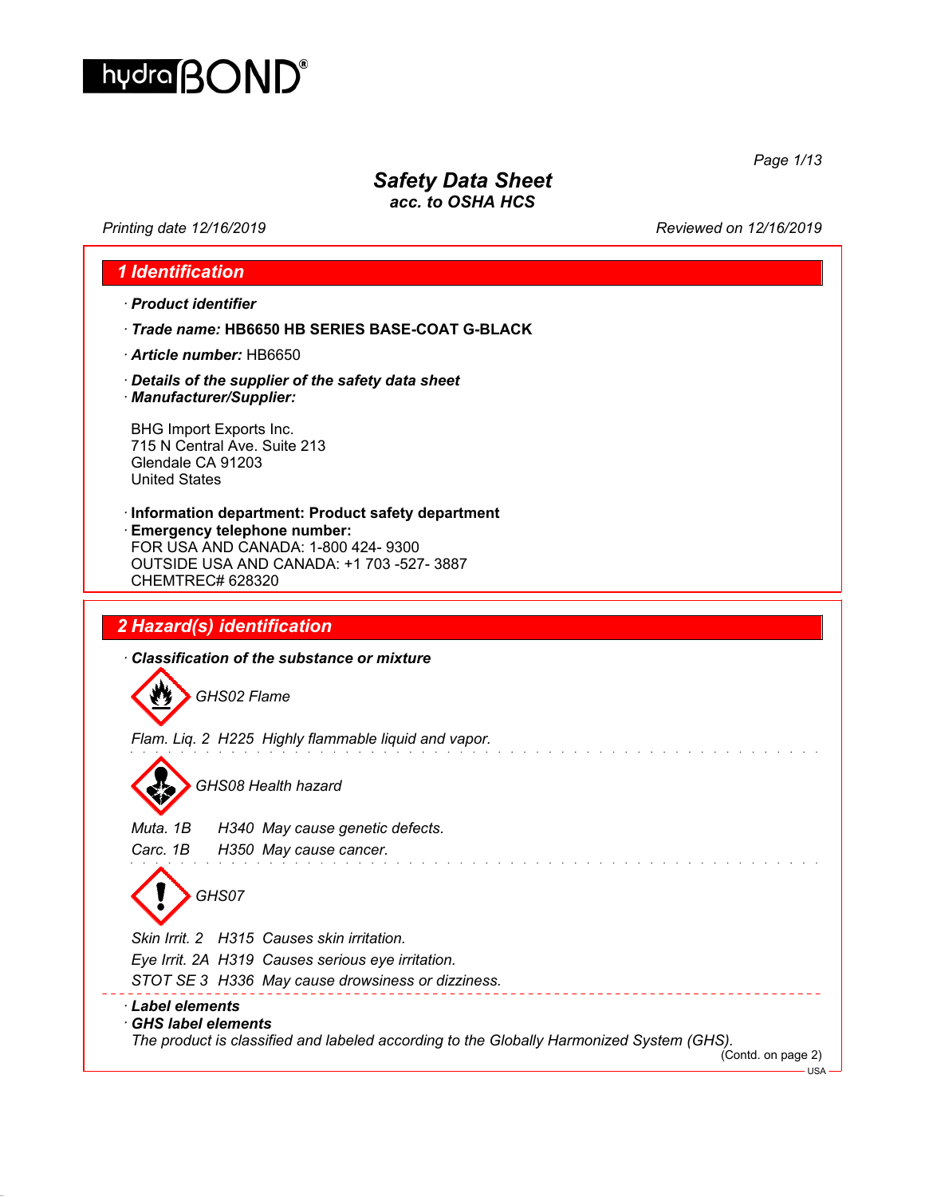# Safety Data Sheet
*acc. to OSHA HCS*

*Printing date 12/16/2019* *Reviewed on 12/16/2019*

## 1 Identification

· ***Product identifier***

· ***Trade name:*** **HB6650 HB SERIES BASE-COAT G-BLACK**

· ***Article number:*** HB6650

· ***Details of the supplier of the safety data sheet***
· ***Manufacturer/Supplier:***

BHG Import Exports Inc.
715 N Central Ave. Suite 213
Glendale CA 91203
United States

· **Information department: Product safety department**
· **Emergency telephone number:**
FOR USA AND CANADA: 1-800 424- 9300
OUTSIDE USA AND CANADA: +1 703 -527- 3887
CHEMTREC# 628320

## 2 Hazard(s) identification

· ***Classification of the substance or mixture***

*GHS02 Flame*

*Flam. Liq. 2 H225 Highly flammable liquid and vapor.*

*GHS08 Health hazard*

*Muta. 1B H340 May cause genetic defects.*
*Carc. 1B H350 May cause cancer.*

*GHS07*

*Skin Irrit. 2 H315 Causes skin irritation.*
*Eye Irrit. 2A H319 Causes serious eye irritation.*
*STOT SE 3 H336 May cause drowsiness or dizziness.*

· ***Label elements***
· ***GHS label elements***
*The product is classified and labeled according to the Globally Harmonized System (GHS).*

(Contd. on page 2)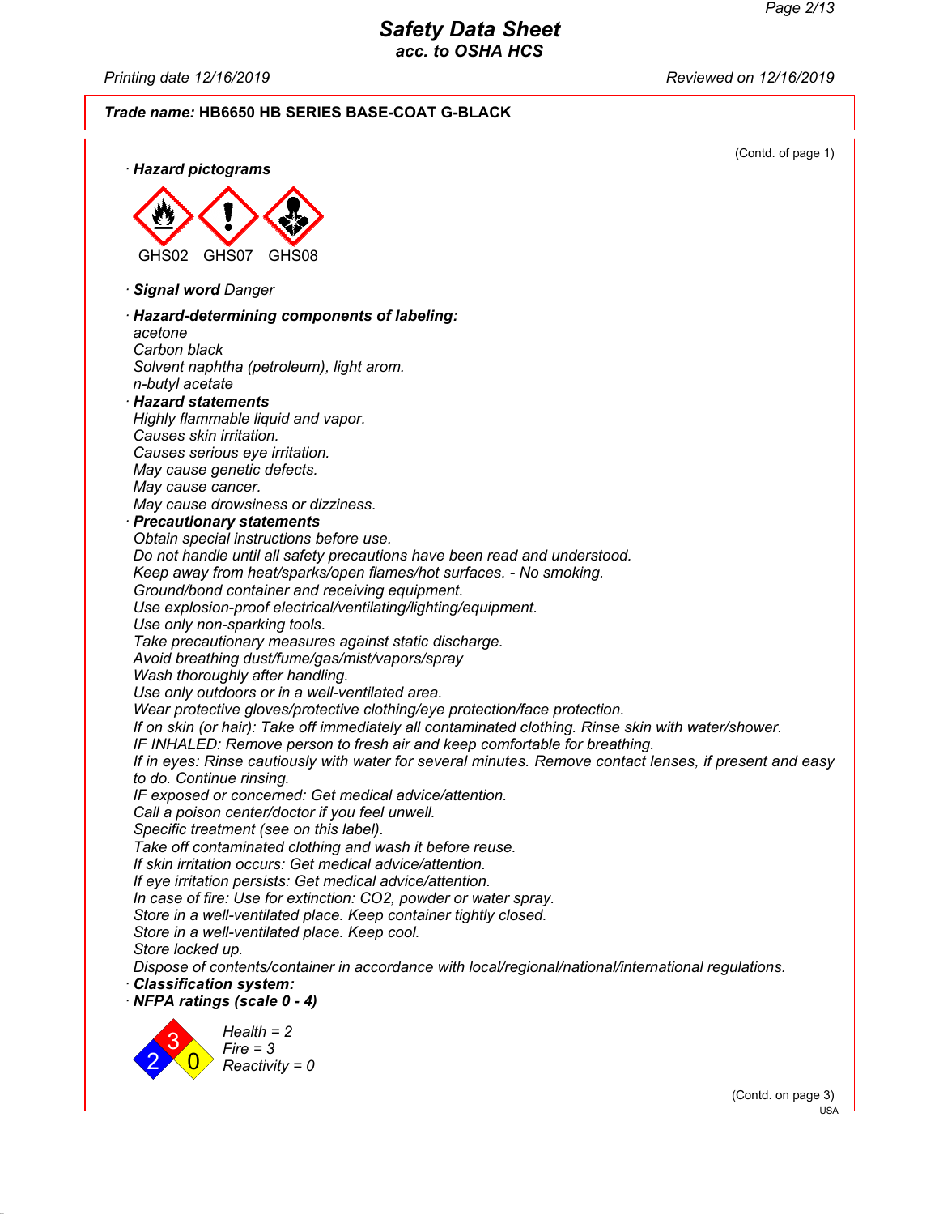**Trade name:** **HB6650 HB SERIES BASE-COAT G-BLACK**

(Contd. of page 1)

· **Hazard pictograms**

GHS02 GHS07 GHS08

· **Signal word** Danger

· **Hazard-determining components of labeling:**
acetone
Carbon black
Solvent naphtha (petroleum), light arom.
n-butyl acetate

· **Hazard statements**
Highly flammable liquid and vapor.
Causes skin irritation.
Causes serious eye irritation.
May cause genetic defects.
May cause cancer.
May cause drowsiness or dizziness.

· **Precautionary statements**
Obtain special instructions before use.
Do not handle until all safety precautions have been read and understood.
Keep away from heat/sparks/open flames/hot surfaces. - No smoking.
Ground/bond container and receiving equipment.
Use explosion-proof electrical/ventilating/lighting/equipment.
Use only non-sparking tools.
Take precautionary measures against static discharge.
Avoid breathing dust/fume/gas/mist/vapors/spray
Wash thoroughly after handling.
Use only outdoors or in a well-ventilated area.
Wear protective gloves/protective clothing/eye protection/face protection.
If on skin (or hair): Take off immediately all contaminated clothing. Rinse skin with water/shower.
IF INHALED: Remove person to fresh air and keep comfortable for breathing.
If in eyes: Rinse cautiously with water for several minutes. Remove contact lenses, if present and easy to do. Continue rinsing.
IF exposed or concerned: Get medical advice/attention.
Call a poison center/doctor if you feel unwell.
Specific treatment (see on this label).
Take off contaminated clothing and wash it before reuse.
If skin irritation occurs: Get medical advice/attention.
If eye irritation persists: Get medical advice/attention.
In case of fire: Use for extinction: $CO_2$, powder or water spray.
Store in a well-ventilated place. Keep container tightly closed.
Store in a well-ventilated place. Keep cool.
Store locked up.
Dispose of contents/container in accordance with local/regional/national/international regulations.

· **Classification system:**

· **NFPA ratings (scale 0 - 4)**

Health = 2
Fire = 3
Reactivity = 0

(Contd. on page 3)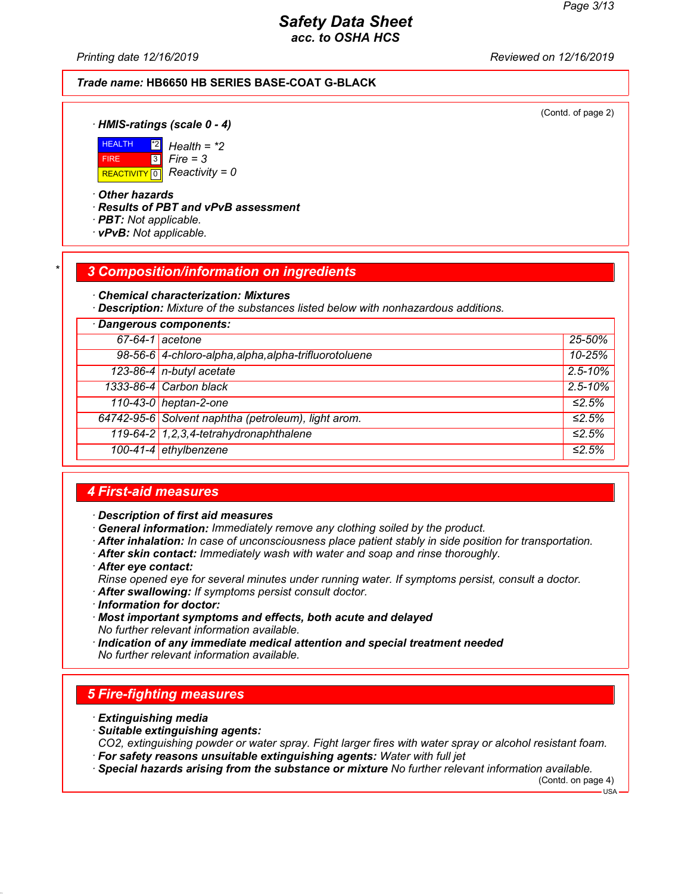# Safety Data Sheet
## acc. to OSHA HCS

Printing date 12/16/2019 Reviewed on 12/16/2019

**Trade name: HB6650 HB SERIES BASE-COAT G-BLACK**

(Contd. of page 2)

· **HMIS-ratings (scale 0 - 4)**

| | | |
|---|---|---|
| HEALTH | *2 | Health = *2 |
| FIRE | 3 | Fire = 3 |
| REACTIVITY | 0 | Reactivity = 0 |

· **Other hazards**
· **Results of PBT and vPvB assessment**
· **PBT:** Not applicable.
· **vPvB:** Not applicable.

## 3 Composition/information on ingredients

· **Chemical characterization: Mixtures**
· **Description:** Mixture of the substances listed below with nonhazardous additions.

· **Dangerous components:**

| | | |
|---|---|---|
| 67-64-1 | acetone | 25-50% |
| 98-56-6 | 4-chloro-alpha,alpha,alpha-trifluorotoluene | 10-25% |
| 123-86-4 | n-butyl acetate | 2.5-10% |
| 1333-86-4 | Carbon black | 2.5-10% |
| 110-43-0 | heptan-2-one | ≤2.5% |
| 64742-95-6 | Solvent naphtha (petroleum), light arom. | ≤2.5% |
| 119-64-2 | 1,2,3,4-tetrahydronaphthalene | ≤2.5% |
| 100-41-4 | ethylbenzene | ≤2.5% |

## 4 First-aid measures

· **Description of first aid measures**
· **General information:** Immediately remove any clothing soiled by the product.
· **After inhalation:** In case of unconsciousness place patient stably in side position for transportation.
· **After skin contact:** Immediately wash with water and soap and rinse thoroughly.
· **After eye contact:**
Rinse opened eye for several minutes under running water. If symptoms persist, consult a doctor.
· **After swallowing:** If symptoms persist consult doctor.
· **Information for doctor:**
· **Most important symptoms and effects, both acute and delayed**
No further relevant information available.
· **Indication of any immediate medical attention and special treatment needed**
No further relevant information available.

## 5 Fire-fighting measures

· **Extinguishing media**
· **Suitable extinguishing agents:**
CO2, extinguishing powder or water spray. Fight larger fires with water spray or alcohol resistant foam.
· **For safety reasons unsuitable extinguishing agents:** Water with full jet
· **Special hazards arising from the substance or mixture** No further relevant information available.

(Contd. on page 4)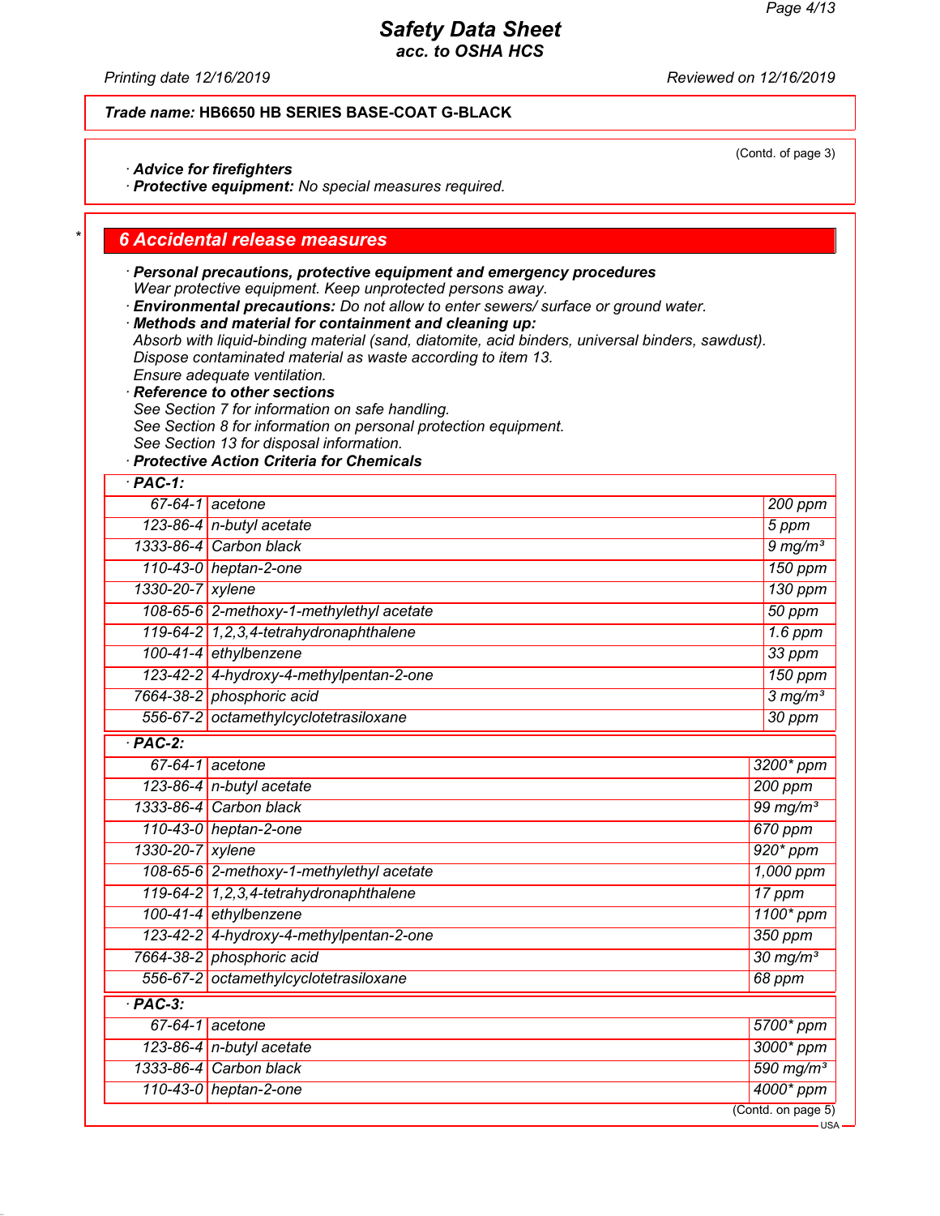**Trade name:** HB6650 HB SERIES BASE-COAT G-BLACK

(Contd. of page 3)

· **Advice for firefighters**
· **Protective equipment:** No special measures required.

## 6 Accidental release measures

· **Personal precautions, protective equipment and emergency procedures**
Wear protective equipment. Keep unprotected persons away.
· **Environmental precautions:** Do not allow to enter sewers/ surface or ground water.
· **Methods and material for containment and cleaning up:**
Absorb with liquid-binding material (sand, diatomite, acid binders, universal binders, sawdust).
Dispose contaminated material as waste according to item 13.
Ensure adequate ventilation.
· **Reference to other sections**
See Section 7 for information on safe handling.
See Section 8 for information on personal protection equipment.
See Section 13 for disposal information.
· **Protective Action Criteria for Chemicals**

| · PAC-1: | | |
|---|---|---|
| 67-64-1 | acetone | 200 ppm |
| 123-86-4 | n-butyl acetate | 5 ppm |
| 1333-86-4 | Carbon black | 9 mg/m³ |
| 110-43-0 | heptan-2-one | 150 ppm |
| 1330-20-7 | xylene | 130 ppm |
| 108-65-6 | 2-methoxy-1-methylethyl acetate | 50 ppm |
| 119-64-2 | 1,2,3,4-tetrahydronaphthalene | 1.6 ppm |
| 100-41-4 | ethylbenzene | 33 ppm |
| 123-42-2 | 4-hydroxy-4-methylpentan-2-one | 150 ppm |
| 7664-38-2 | phosphoric acid | 3 mg/m³ |
| 556-67-2 | octamethylcyclotetrasiloxane | 30 ppm |

| · PAC-2: | | |
|---|---|---|
| 67-64-1 | acetone | 3200* ppm |
| 123-86-4 | n-butyl acetate | 200 ppm |
| 1333-86-4 | Carbon black | 99 mg/m³ |
| 110-43-0 | heptan-2-one | 670 ppm |
| 1330-20-7 | xylene | 920* ppm |
| 108-65-6 | 2-methoxy-1-methylethyl acetate | 1,000 ppm |
| 119-64-2 | 1,2,3,4-tetrahydronaphthalene | 17 ppm |
| 100-41-4 | ethylbenzene | 1100* ppm |
| 123-42-2 | 4-hydroxy-4-methylpentan-2-one | 350 ppm |
| 7664-38-2 | phosphoric acid | 30 mg/m³ |
| 556-67-2 | octamethylcyclotetrasiloxane | 68 ppm |

| · PAC-3: | | |
|---|---|---|
| 67-64-1 | acetone | 5700* ppm |
| 123-86-4 | n-butyl acetate | 3000* ppm |
| 1333-86-4 | Carbon black | 590 mg/m³ |
| 110-43-0 | heptan-2-one | 4000* ppm |

(Contd. on page 5)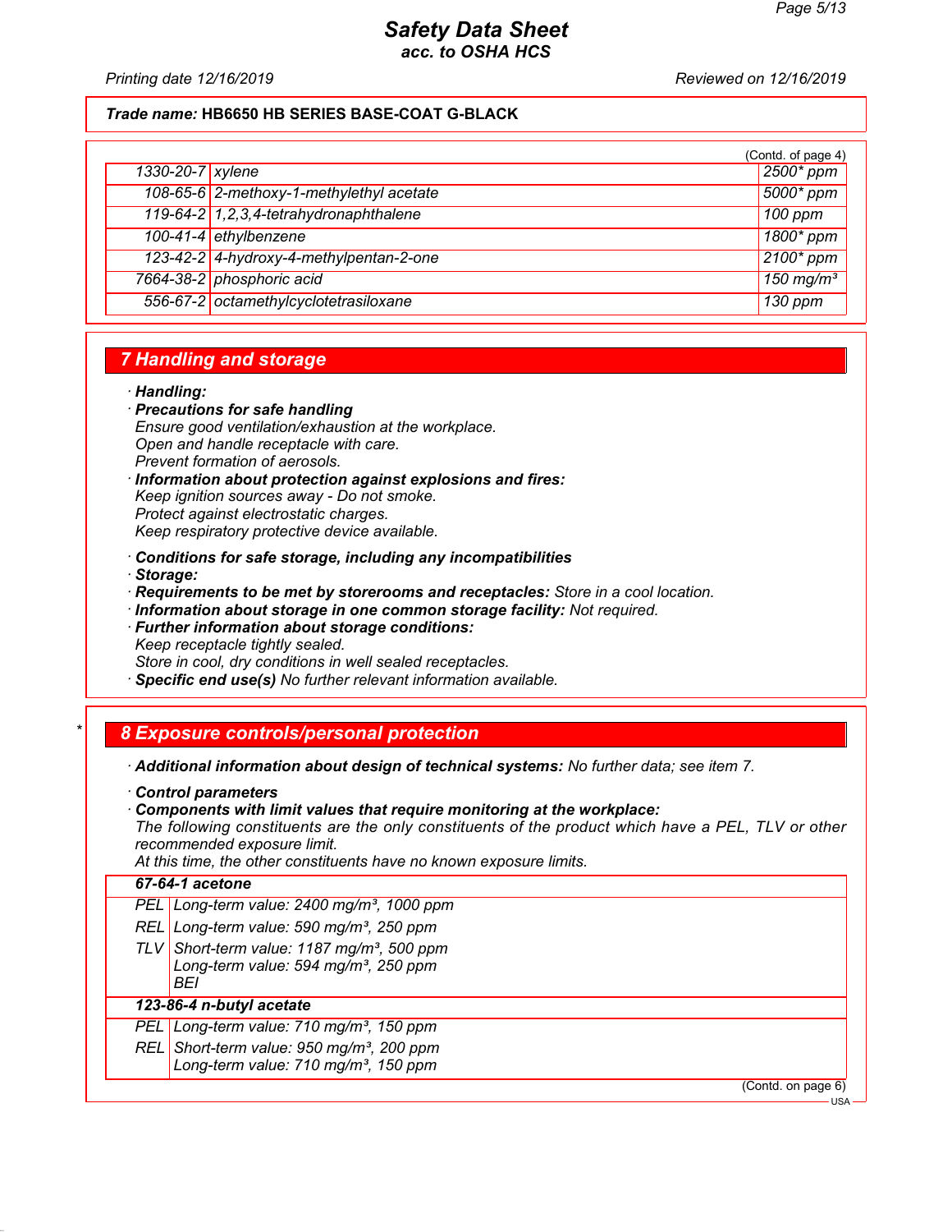**Trade name: HB6650 HB SERIES BASE-COAT G-BLACK**

(Contd. of page 4)

| | | |
|---|---|---|
| 1330-20-7 | xylene | 2500* ppm |
| 108-65-6 | 2-methoxy-1-methylethyl acetate | 5000* ppm |
| 119-64-2 | 1,2,3,4-tetrahydronaphthalene | 100 ppm |
| 100-41-4 | ethylbenzene | 1800* ppm |
| 123-42-2 | 4-hydroxy-4-methylpentan-2-one | 2100* ppm |
| 7664-38-2 | phosphoric acid | 150 mg/m³ |
| 556-67-2 | octamethylcyclotetrasiloxane | 130 ppm |

## 7 Handling and storage

· **Handling:**
· **Precautions for safe handling**
Ensure good ventilation/exhaustion at the workplace.
Open and handle receptacle with care.
Prevent formation of aerosols.
· **Information about protection against explosions and fires:**
Keep ignition sources away - Do not smoke.
Protect against electrostatic charges.
Keep respiratory protective device available.

· **Conditions for safe storage, including any incompatibilities**
· **Storage:**
· **Requirements to be met by storerooms and receptacles:** Store in a cool location.
· **Information about storage in one common storage facility:** Not required.
· **Further information about storage conditions:**
Keep receptacle tightly sealed.
Store in cool, dry conditions in well sealed receptacles.
· **Specific end use(s)** No further relevant information available.

## 8 Exposure controls/personal protection

· **Additional information about design of technical systems:** No further data; see item 7.

· **Control parameters**
· **Components with limit values that require monitoring at the workplace:**
The following constituents are the only constituents of the product which have a PEL, TLV or other recommended exposure limit.
At this time, the other constituents have no known exposure limits.

| | |
|---|---|
| **67-64-1 acetone** | |
| PEL | Long-term value: 2400 mg/m³, 1000 ppm |
| REL | Long-term value: 590 mg/m³, 250 ppm |
| TLV | Short-term value: 1187 mg/m³, 500 ppm<br>Long-term value: 594 mg/m³, 250 ppm<br>BEI |
| **123-86-4 n-butyl acetate** | |
| PEL | Long-term value: 710 mg/m³, 150 ppm |
| REL | Short-term value: 950 mg/m³, 200 ppm<br>Long-term value: 710 mg/m³, 150 ppm |

(Contd. on page 6)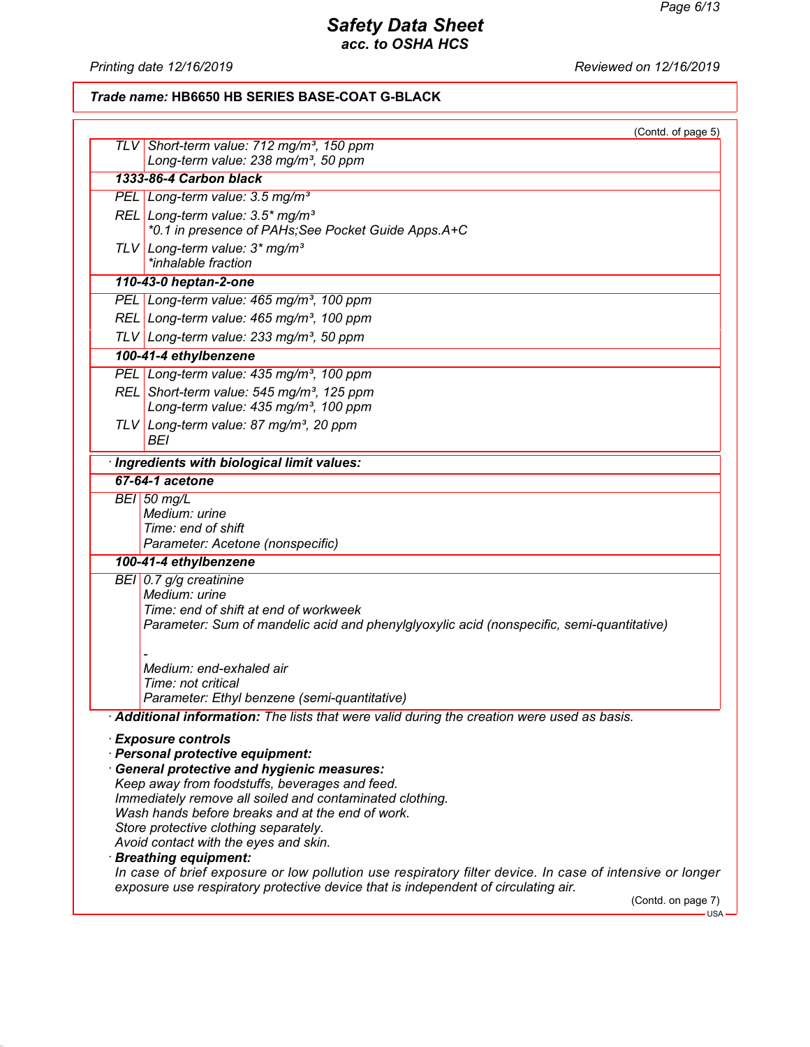**Trade name:** HB6650 HB SERIES BASE-COAT G-BLACK

(Contd. of page 5)

| | |
|---|---|
| TLV | Short-term value: 712 mg/m³, 150 ppm<br>Long-term value: 238 mg/m³, 50 ppm |
| **1333-86-4 Carbon black** | |
| PEL | Long-term value: 3.5 mg/m³ |
| REL | Long-term value: 3.5* mg/m³<br>*0.1 in presence of PAHs;See Pocket Guide Apps.A+C |
| TLV | Long-term value: 3* mg/m³<br>*inhalable fraction |
| **110-43-0 heptan-2-one** | |
| PEL | Long-term value: 465 mg/m³, 100 ppm |
| REL | Long-term value: 465 mg/m³, 100 ppm |
| TLV | Long-term value: 233 mg/m³, 50 ppm |
| **100-41-4 ethylbenzene** | |
| PEL | Long-term value: 435 mg/m³, 100 ppm |
| REL | Short-term value: 545 mg/m³, 125 ppm<br>Long-term value: 435 mg/m³, 100 ppm |
| TLV | Long-term value: 87 mg/m³, 20 ppm<br>BEI |

· **Ingredients with biological limit values:**

| | |
|---|---|
| **67-64-1 acetone** | |
| BEI | 50 mg/L<br>Medium: urine<br>Time: end of shift<br>Parameter: Acetone (nonspecific) |
| **100-41-4 ethylbenzene** | |
| BEI | 0.7 g/g creatinine<br>Medium: urine<br>Time: end of shift at end of workweek<br>Parameter: Sum of mandelic acid and phenylglyoxylic acid (nonspecific, semi-quantitative)<br><br>-<br>Medium: end-exhaled air<br>Time: not critical<br>Parameter: Ethyl benzene (semi-quantitative) |

· **Additional information:** The lists that were valid during the creation were used as basis.

· **Exposure controls**
· **Personal protective equipment:**
· **General protective and hygienic measures:**
Keep away from foodstuffs, beverages and feed.
Immediately remove all soiled and contaminated clothing.
Wash hands before breaks and at the end of work.
Store protective clothing separately.
Avoid contact with the eyes and skin.
· **Breathing equipment:**
In case of brief exposure or low pollution use respiratory filter device. In case of intensive or longer exposure use respiratory protective device that is independent of circulating air.

(Contd. on page 7)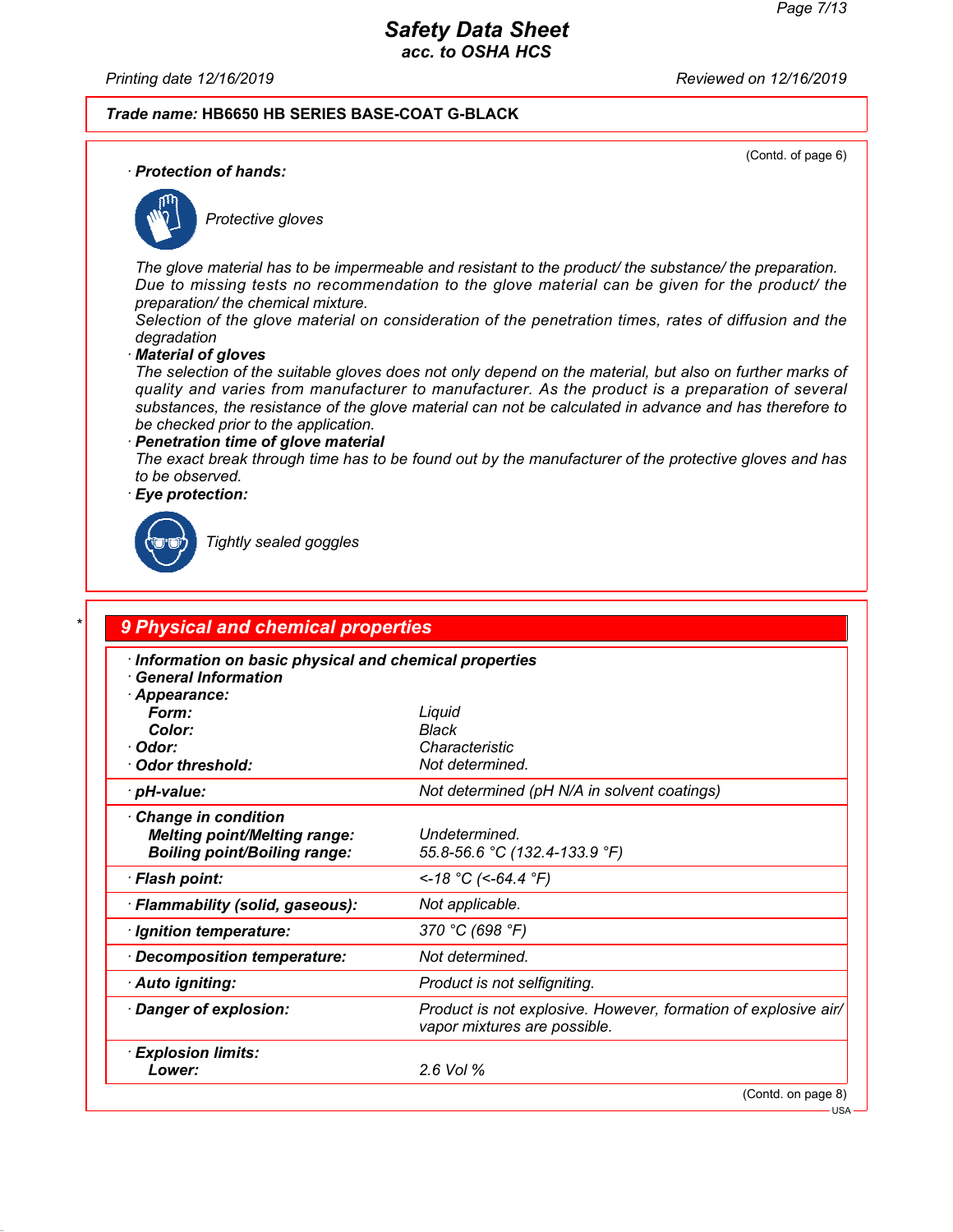**Trade name: HB6650 HB SERIES BASE-COAT G-BLACK**

(Contd. of page 6)

· **Protection of hands:**

Protective gloves

The glove material has to be impermeable and resistant to the product/ the substance/ the preparation.
Due to missing tests no recommendation to the glove material can be given for the product/ the preparation/ the chemical mixture.
Selection of the glove material on consideration of the penetration times, rates of diffusion and the degradation

· **Material of gloves**
The selection of the suitable gloves does not only depend on the material, but also on further marks of quality and varies from manufacturer to manufacturer. As the product is a preparation of several substances, the resistance of the glove material can not be calculated in advance and has therefore to be checked prior to the application.

· **Penetration time of glove material**
The exact break through time has to be found out by the manufacturer of the protective gloves and has to be observed.

· **Eye protection:**

Tightly sealed goggles

## 9 Physical and chemical properties

· **Information on basic physical and chemical properties**
· **General Information**
· **Appearance:**

| | |
|---|---|
| **Form:** | Liquid |
| **Color:** | Black |
| · **Odor:** | Characteristic |
| · **Odor threshold:** | Not determined. |
| · **pH-value:** | Not determined (pH N/A in solvent coatings) |
| · **Change in condition** | |
| **Melting point/Melting range:** | Undetermined. |
| **Boiling point/Boiling range:** | 55.8-56.6 °C (132.4-133.9 °F) |
| · **Flash point:** | <-18 °C (<-64.4 °F) |
| · **Flammability (solid, gaseous):** | Not applicable. |
| · **Ignition temperature:** | 370 °C (698 °F) |
| · **Decomposition temperature:** | Not determined. |
| · **Auto igniting:** | Product is not selfigniting. |
| · **Danger of explosion:** | Product is not explosive. However, formation of explosive air/ vapor mixtures are possible. |
| · **Explosion limits:** | |
| **Lower:** | 2.6 Vol % |

(Contd. on page 8)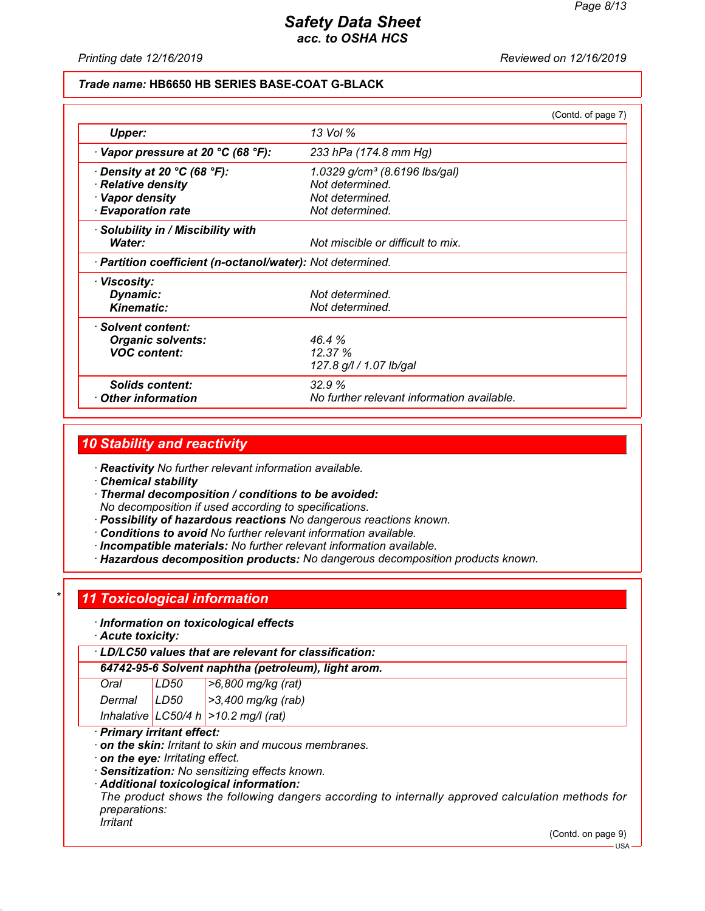Trade name: **HB6650 HB SERIES BASE-COAT G-BLACK**

(Contd. of page 7)

| | |
|---|---|
| **Upper:** | 13 Vol % |
| · **Vapor pressure at 20 °C (68 °F):** | 233 hPa (174.8 mm Hg) |
| · **Density at 20 °C (68 °F):** | 1.0329 g/cm³ (8.6196 lbs/gal) |
| · **Relative density** | Not determined. |
| · **Vapor density** | Not determined. |
| · **Evaporation rate** | Not determined. |
| · **Solubility in / Miscibility with Water:** | Not miscible or difficult to mix. |
| · **Partition coefficient (n-octanol/water):** | Not determined. |
| · **Viscosity:** | |
| **Dynamic:** | Not determined. |
| **Kinematic:** | Not determined. |
| · **Solvent content:** | |
| **Organic solvents:** | 46.4 % |
| **VOC content:** | 12.37 % |
| | 127.8 g/l / 1.07 lb/gal |
| **Solids content:** | 32.9 % |
| · **Other information** | No further relevant information available. |

## 10 Stability and reactivity

- **Reactivity** No further relevant information available.
- **Chemical stability**
- **Thermal decomposition / conditions to be avoided:**
  No decomposition if used according to specifications.
- **Possibility of hazardous reactions** No dangerous reactions known.
- **Conditions to avoid** No further relevant information available.
- **Incompatible materials:** No further relevant information available.
- **Hazardous decomposition products:** No dangerous decomposition products known.

## 11 Toxicological information

- **Information on toxicological effects**
- **Acute toxicity:**

| · **LD/LC50 values that are relevant for classification:** | | |
|---|---|---|
| **64742-95-6 Solvent naphtha (petroleum), light arom.** | | |
| Oral | LD50 | >6,800 mg/kg (rat) |
| Dermal | LD50 | >3,400 mg/kg (rab) |
| Inhalative | LC50/4 h | >10.2 mg/l (rat) |

- **Primary irritant effect:**
- **on the skin:** Irritant to skin and mucous membranes.
- **on the eye:** Irritating effect.
- **Sensitization:** No sensitizing effects known.
- **Additional toxicological information:**
  The product shows the following dangers according to internally approved calculation methods for preparations:
  Irritant

(Contd. on page 9)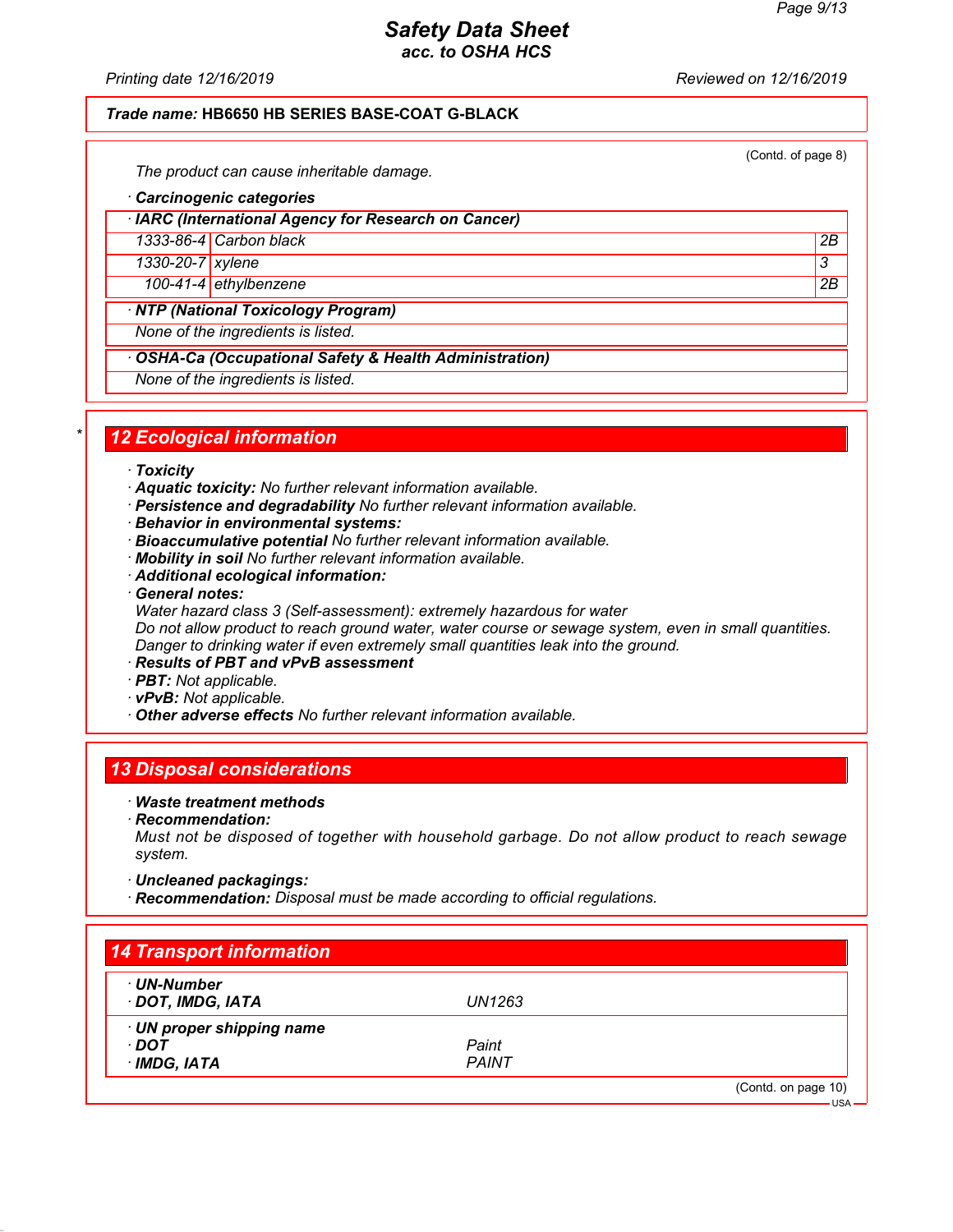**Trade name: HB6650 HB SERIES BASE-COAT G-BLACK**

(Contdd. of page 8)

The product can cause inheritable damage.

· **Carcinogenic categories**

| · **IARC (International Agency for Research on Cancer)** | | |
|---|---|---|
| 1333-86-4 | Carbon black | 2B |
| 1330-20-7 | xylene | 3 |
| 100-41-4 | ethylbenzene | 2B |

| · **NTP (National Toxicology Program)** |
|---|
| None of the ingredients is listed. |

| · **OSHA-Ca (Occupational Safety & Health Administration)** |
|---|
| None of the ingredients is listed. |

## 12 Ecological information

· **Toxicity**
· **Aquatic toxicity:** No further relevant information available.
· **Persistence and degradability** No further relevant information available.
· **Behavior in environmental systems:**
· **Bioaccumulative potential** No further relevant information available.
· **Mobility in soil** No further relevant information available.
· **Additional ecological information:**
· **General notes:**
Water hazard class 3 (Self-assessment): extremely hazardous for water
Do not allow product to reach ground water, water course or sewage system, even in small quantities.
Danger to drinking water if even extremely small quantities leak into the ground.
· **Results of PBT and vPvB assessment**
· **PBT:** Not applicable.
· **vPvB:** Not applicable.
· **Other adverse effects** No further relevant information available.

## 13 Disposal considerations

· **Waste treatment methods**
· **Recommendation:**
Must not be disposed of together with household garbage. Do not allow product to reach sewage system.

· **Uncleaned packagings:**
· **Recommendation:** Disposal must be made according to official regulations.

## 14 Transport information

| · **UN-Number** | |
|---|---|
| · **DOT, IMDG, IATA** | UN1263 |
| · **UN proper shipping name** | |
| · **DOT** | Paint |
| · **IMDG, IATA** | PAINT |

(Contd. on page 10)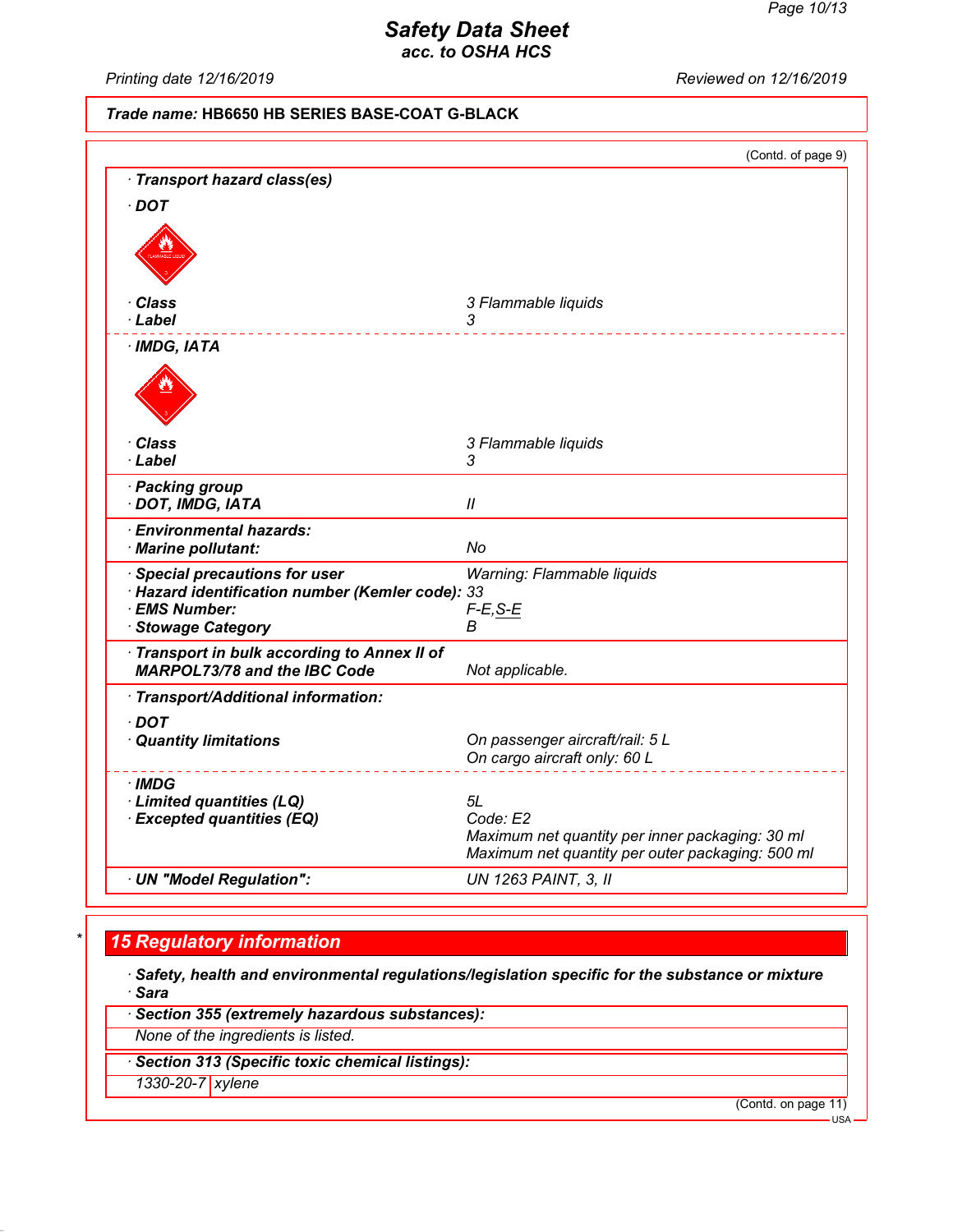**Safety Data Sheet**
**acc. to OSHA HCS**

Printing date 12/16/2019 | Reviewed on 12/16/2019

**Trade name: HB6650 HB SERIES BASE-COAT G-BLACK**

(Contd. of page 9)

· **Transport hazard class(es)**

· **DOT**

· **Class** 3 Flammable liquids
· **Label** 3

· **IMDG, IATA**

· **Class** 3 Flammable liquids
· **Label** 3

· **Packing group**
· **DOT, IMDG, IATA** II

· **Environmental hazards:**
· **Marine pollutant:** No

· **Special precautions for user** Warning: Flammable liquids
· **Hazard identification number (Kemler code):** 33
· **EMS Number:** F-E,S-E
· **Stowage Category** B

· **Transport in bulk according to Annex II of MARPOL73/78 and the IBC Code** Not applicable.

· **Transport/Additional information:**

· **DOT**
· **Quantity limitations** On passenger aircraft/rail: 5 L
On cargo aircraft only: 60 L

· **IMDG**
· **Limited quantities (LQ)** 5L
· **Excepted quantities (EQ)** Code: E2
Maximum net quantity per inner packaging: 30 ml
Maximum net quantity per outer packaging: 500 ml

· **UN "Model Regulation":** UN 1263 PAINT, 3, II

## 15 Regulatory information

· **Safety, health and environmental regulations/legislation specific for the substance or mixture**
· **Sara**

· **Section 355 (extremely hazardous substances):**
None of the ingredients is listed.

· **Section 313 (Specific toxic chemical listings):**

| 1330-20-7 | xylene |
|---|---|

(Contd. on page 11)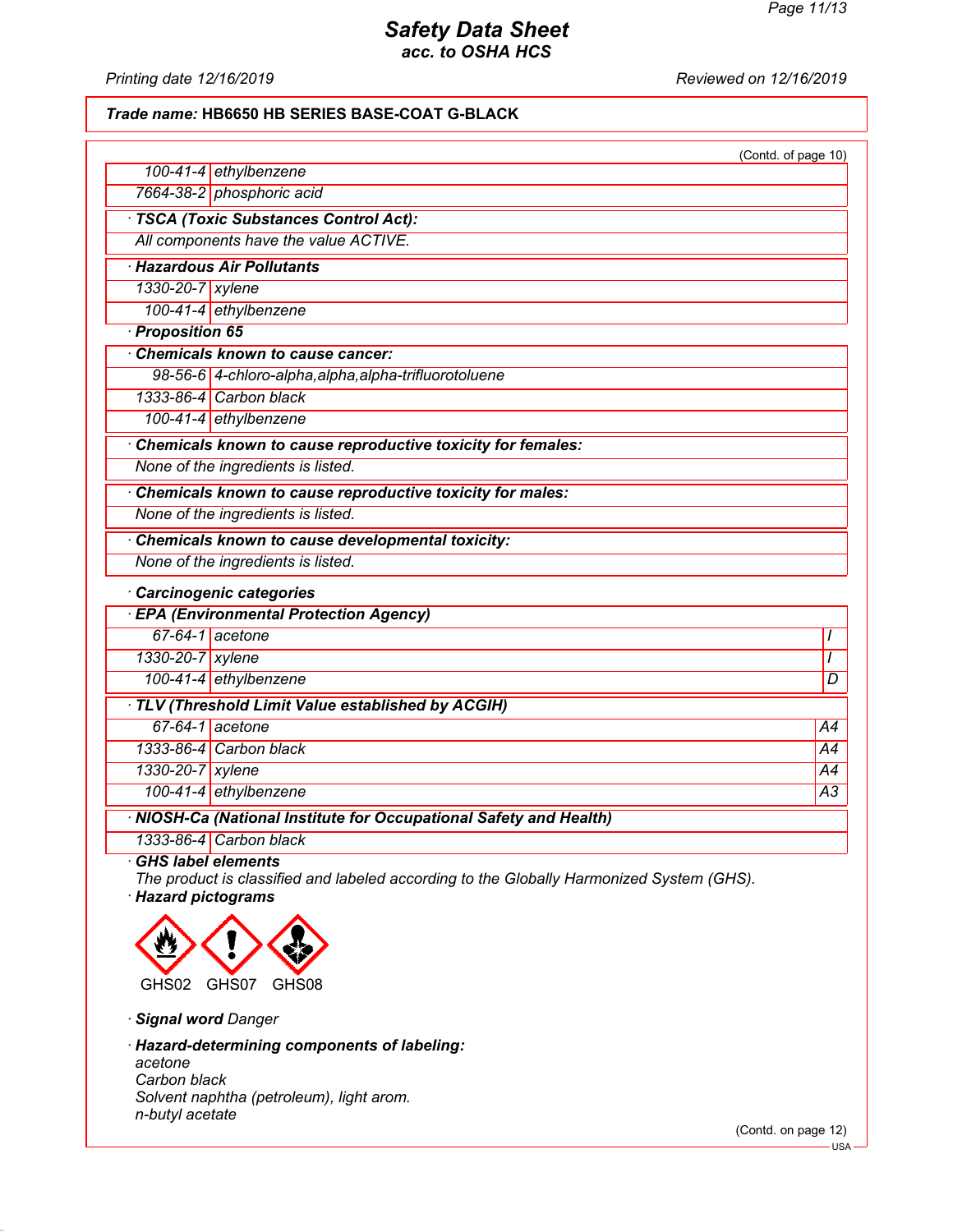**Trade name: HB6650 HB SERIES BASE-COAT G-BLACK**

(Contd. of page 10)

| | |
|---|---|
| 100-41-4 | ethylbenzene |
| 7664-38-2 | phosphoric acid |

· **TSCA (Toxic Substances Control Act):**

All components have the value ACTIVE.

· **Hazardous Air Pollutants**

| | |
|---|---|
| 1330-20-7 | xylene |
| 100-41-4 | ethylbenzene |

· **Proposition 65**

· **Chemicals known to cause cancer:**

| | |
|---|---|
| 98-56-6 | 4-chloro-alpha,alpha,alpha-trifluorotoluene |
| 1333-86-4 | Carbon black |
| 100-41-4 | ethylbenzene |

· **Chemicals known to cause reproductive toxicity for females:**

None of the ingredients is listed.

· **Chemicals known to cause reproductive toxicity for males:**

None of the ingredients is listed.

· **Chemicals known to cause developmental toxicity:**

None of the ingredients is listed.

· **Carcinogenic categories**

· **EPA (Environmental Protection Agency)**

| | | |
|---|---|---|
| 67-64-1 | acetone | I |
| 1330-20-7 | xylene | I |
| 100-41-4 | ethylbenzene | D |

· **TLV (Threshold Limit Value established by ACGIH)**

| | | |
|---|---|---|
| 67-64-1 | acetone | A4 |
| 1333-86-4 | Carbon black | A4 |
| 1330-20-7 | xylene | A4 |
| 100-41-4 | ethylbenzene | A3 |

· **NIOSH-Ca (National Institute for Occupational Safety and Health)**

| | |
|---|---|
| 1333-86-4 | Carbon black |

· **GHS label elements**

The product is classified and labeled according to the Globally Harmonized System (GHS).

· **Hazard pictograms**

GHS02 GHS07 GHS08

· **Signal word** Danger

· **Hazard-determining components of labeling:**

acetone
Carbon black
Solvent naphtha (petroleum), light arom.
n-butyl acetate

(Contd. on page 12)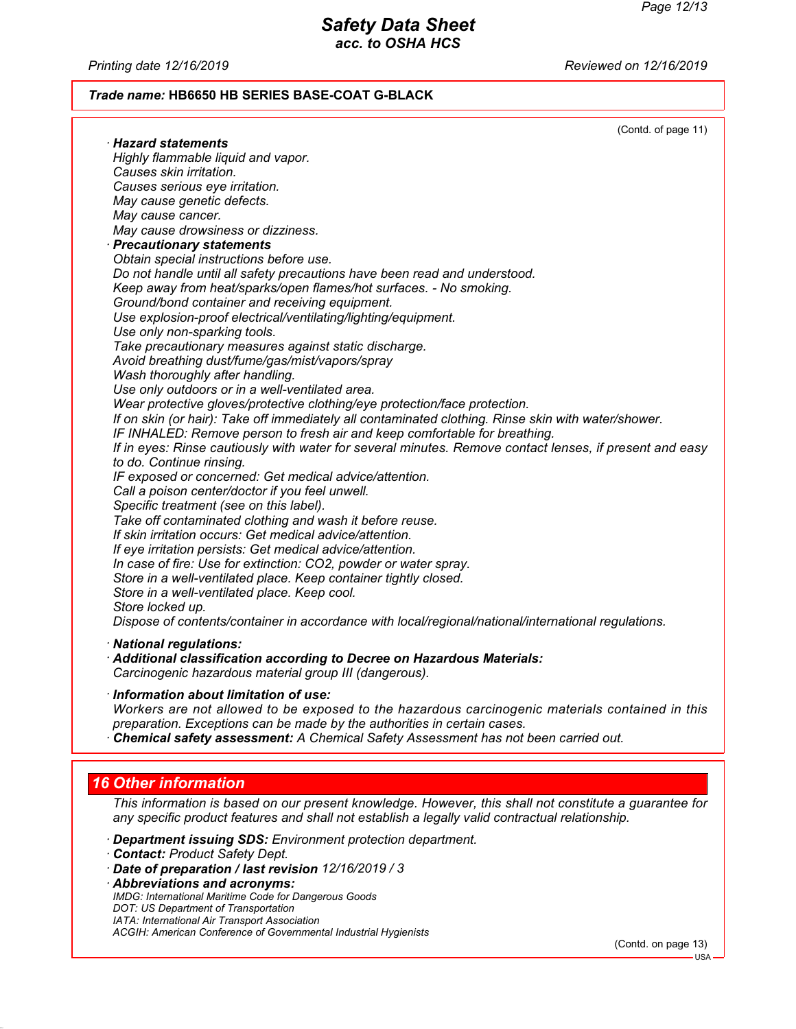Trade name: **HB6650 HB SERIES BASE-COAT G-BLACK**

(Contd. of page 11)

· ***Hazard statements***
*Highly flammable liquid and vapor.*
*Causes skin irritation.*
*Causes serious eye irritation.*
*May cause genetic defects.*
*May cause cancer.*
*May cause drowsiness or dizziness.*

· ***Precautionary statements***
*Obtain special instructions before use.*
*Do not handle until all safety precautions have been read and understood.*
*Keep away from heat/sparks/open flames/hot surfaces. - No smoking.*
*Ground/bond container and receiving equipment.*
*Use explosion-proof electrical/ventilating/lighting/equipment.*
*Use only non-sparking tools.*
*Take precautionary measures against static discharge.*
*Avoid breathing dust/fume/gas/mist/vapors/spray*
*Wash thoroughly after handling.*
*Use only outdoors or in a well-ventilated area.*
*Wear protective gloves/protective clothing/eye protection/face protection.*
*If on skin (or hair): Take off immediately all contaminated clothing. Rinse skin with water/shower.*
*IF INHALED: Remove person to fresh air and keep comfortable for breathing.*
*If in eyes: Rinse cautiously with water for several minutes. Remove contact lenses, if present and easy to do. Continue rinsing.*
*IF exposed or concerned: Get medical advice/attention.*
*Call a poison center/doctor if you feel unwell.*
*Specific treatment (see on this label).*
*Take off contaminated clothing and wash it before reuse.*
*If skin irritation occurs: Get medical advice/attention.*
*If eye irritation persists: Get medical advice/attention.*
*In case of fire: Use for extinction: CO2, powder or water spray.*
*Store in a well-ventilated place. Keep container tightly closed.*
*Store in a well-ventilated place. Keep cool.*
*Store locked up.*
*Dispose of contents/container in accordance with local/regional/national/international regulations.*

· ***National regulations:***
· ***Additional classification according to Decree on Hazardous Materials:***
*Carcinogenic hazardous material group III (dangerous).*

· ***Information about limitation of use:***
*Workers are not allowed to be exposed to the hazardous carcinogenic materials contained in this preparation. Exceptions can be made by the authorities in certain cases.*
· ***Chemical safety assessment:*** *A Chemical Safety Assessment has not been carried out.*

## 16 Other information

*This information is based on our present knowledge. However, this shall not constitute a guarantee for any specific product features and shall not establish a legally valid contractual relationship.*

· ***Department issuing SDS:*** *Environment protection department.*
· ***Contact:*** *Product Safety Dept.*
· ***Date of preparation / last revision*** *12/16/2019 / 3*
· ***Abbreviations and acronyms:***
*IMDG: International Maritime Code for Dangerous Goods*
*DOT: US Department of Transportation*
*IATA: International Air Transport Association*
*ACGIH: American Conference of Governmental Industrial Hygienists*

(Contd. on page 13)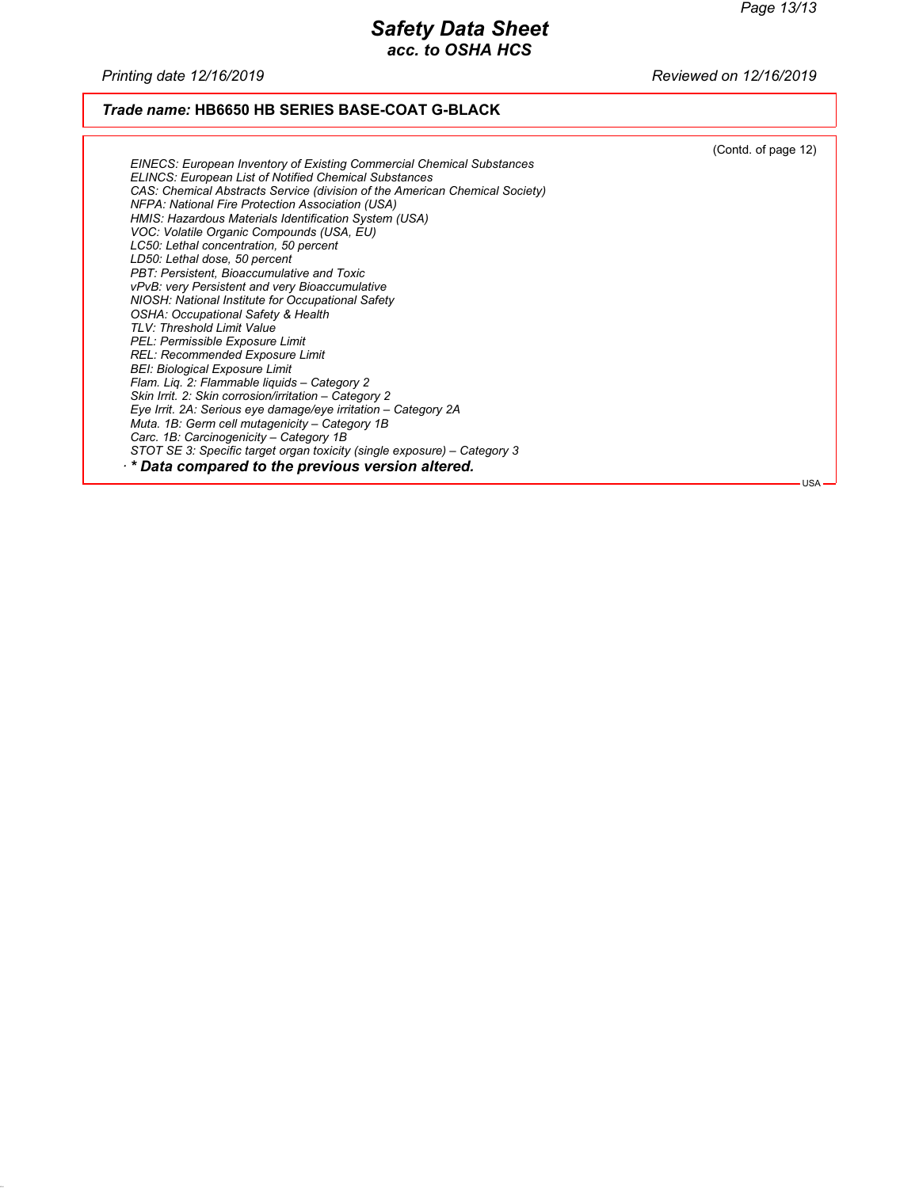(Contd. of page 12)

*EINECS: European Inventory of Existing Commercial Chemical Substances*
*ELINCS: European List of Notified Chemical Substances*
*CAS: Chemical Abstracts Service (division of the American Chemical Society)*
*NFPA: National Fire Protection Association (USA)*
*HMIS: Hazardous Materials Identification System (USA)*
*VOC: Volatile Organic Compounds (USA, EU)*
*LC50: Lethal concentration, 50 percent*
*LD50: Lethal dose, 50 percent*
*PBT: Persistent, Bioaccumulative and Toxic*
*vPvB: very Persistent and very Bioaccumulative*
*NIOSH: National Institute for Occupational Safety*
*OSHA: Occupational Safety & Health*
*TLV: Threshold Limit Value*
*PEL: Permissible Exposure Limit*
*REL: Recommended Exposure Limit*
*BEI: Biological Exposure Limit*
*Flam. Liq. 2: Flammable liquids – Category 2*
*Skin Irrit. 2: Skin corrosion/irritation – Category 2*
*Eye Irrit. 2A: Serious eye damage/eye irritation – Category 2A*
*Muta. 1B: Germ cell mutagenicity – Category 1B*
*Carc. 1B: Carcinogenicity – Category 1B*
*STOT SE 3: Specific target organ toxicity (single exposure) – Category 3*

· ***\* Data compared to the previous version altered.***